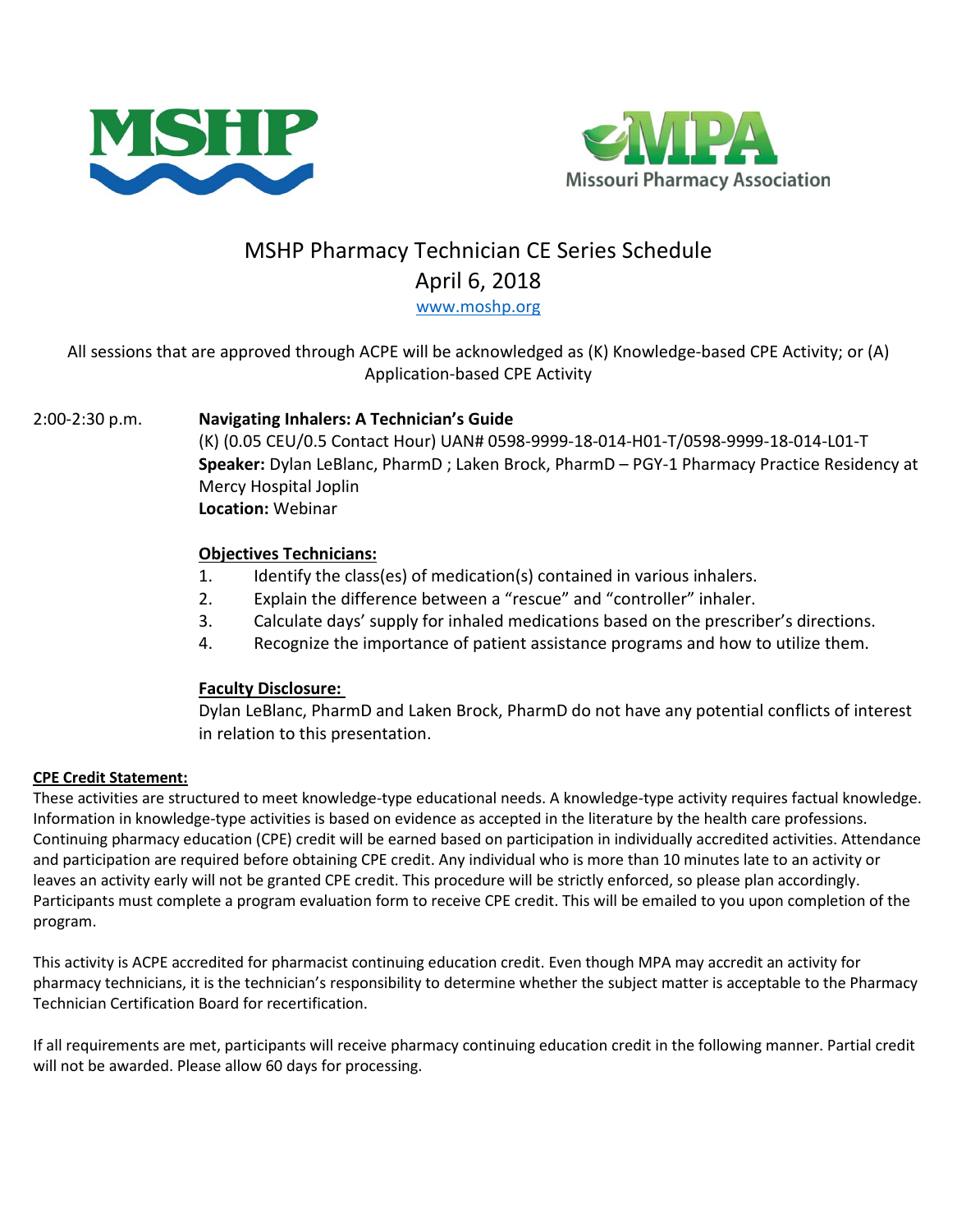MSHP

Missouri Pharmacy Association

# MSHP Pharmacy Technician CE Series Schedule

## April 6, 2018

www.moshp.org

All sessions that are approved through ACPE will be acknowledged as (K) Knowledge-based CPE Activity; or (A) Application-based CPE Activity

2:00-2:30 p.m. **Navigating Inhalers: A Technician's Guide**

(K) (0.05 CEU/0.5 Contact Hour) UAN# 0598-9999-18-014-H01-T/0598-9999-18-014-L01-T

**Speaker:** Dylan LeBlanc, PharmD ; Laken Brock, PharmD – PGY-1 Pharmacy Practice Residency at Mercy Hospital Joplin

**Location:** Webinar

**Objectives Technicians:**

1. Identify the class(es) of medication(s) contained in various inhalers.
2. Explain the difference between a "rescue" and "controller" inhaler.
3. Calculate days' supply for inhaled medications based on the prescriber's directions.
4. Recognize the importance of patient assistance programs and how to utilize them.

**Faculty Disclosure:**

Dylan LeBlanc, PharmD and Laken Brock, PharmD do not have any potential conflicts of interest in relation to this presentation.

**CPE Credit Statement:**

These activities are structured to meet knowledge-type educational needs. A knowledge-type activity requires factual knowledge. Information in knowledge-type activities is based on evidence as accepted in the literature by the health care professions. Continuing pharmacy education (CPE) credit will be earned based on participation in individually accredited activities. Attendance and participation are required before obtaining CPE credit. Any individual who is more than 10 minutes late to an activity or leaves an activity early will not be granted CPE credit. This procedure will be strictly enforced, so please plan accordingly. Participants must complete a program evaluation form to receive CPE credit. This will be emailed to you upon completion of the program.

This activity is ACPE accredited for pharmacist continuing education credit. Even though MPA may accredit an activity for pharmacy technicians, it is the technician's responsibility to determine whether the subject matter is acceptable to the Pharmacy Technician Certification Board for recertification.

If all requirements are met, participants will receive pharmacy continuing education credit in the following manner. Partial credit will not be awarded. Please allow 60 days for processing.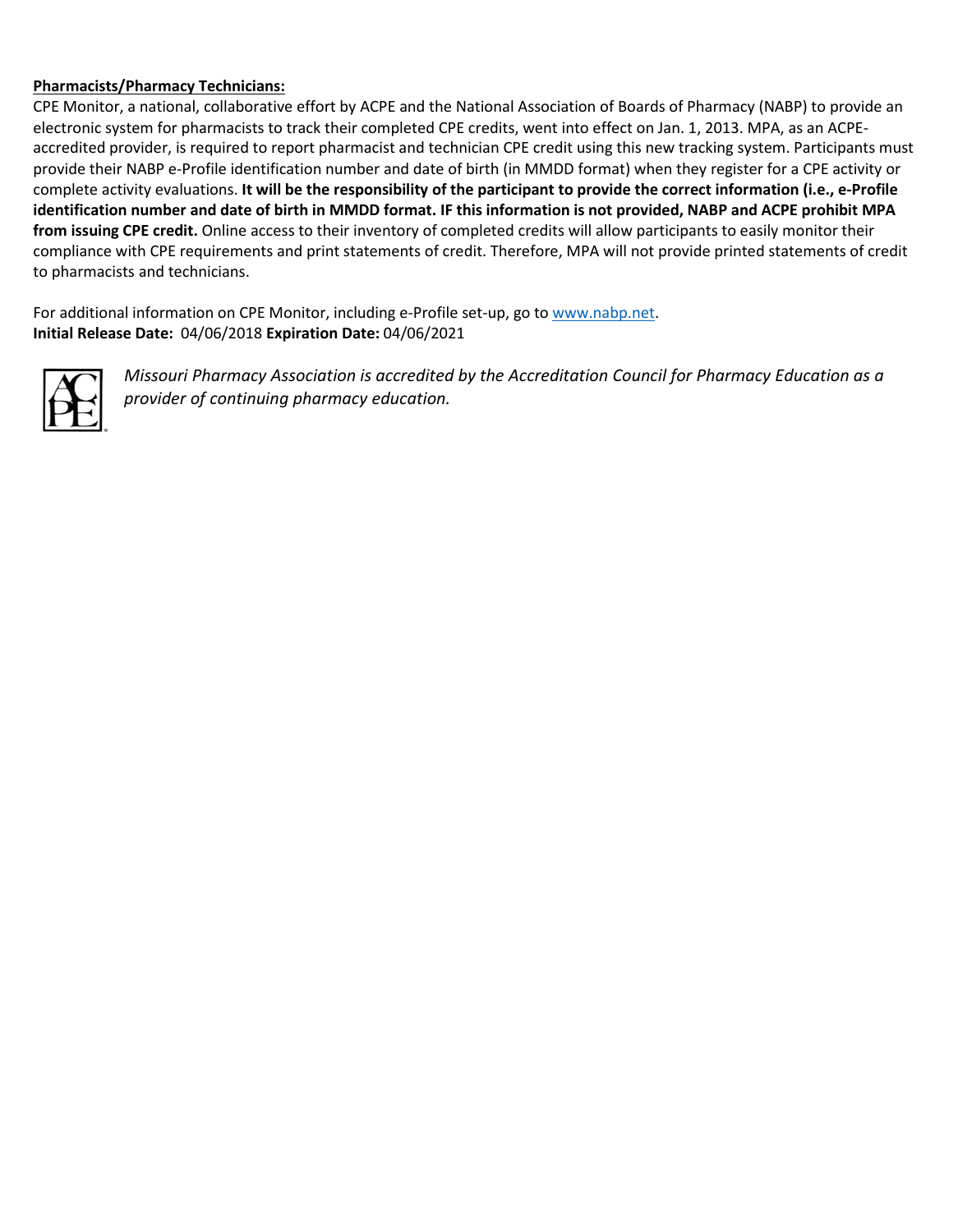**Pharmacists/Pharmacy Technicians:**

CPE Monitor, a national, collaborative effort by ACPE and the National Association of Boards of Pharmacy (NABP) to provide an electronic system for pharmacists to track their completed CPE credits, went into effect on Jan. 1, 2013. MPA, as an ACPE-accredited provider, is required to report pharmacist and technician CPE credit using this new tracking system. Participants must provide their NABP e-Profile identification number and date of birth (in MMDD format) when they register for a CPE activity or complete activity evaluations. **It will be the responsibility of the participant to provide the correct information (i.e., e-Profile identification number and date of birth in MMDD format. IF this information is not provided, NABP and ACPE prohibit MPA from issuing CPE credit.** Online access to their inventory of completed credits will allow participants to easily monitor their compliance with CPE requirements and print statements of credit. Therefore, MPA will not provide printed statements of credit to pharmacists and technicians.

For additional information on CPE Monitor, including e-Profile set-up, go to www.nabp.net.
**Initial Release Date:** 04/06/2018 **Expiration Date:** 04/06/2021

*Missouri Pharmacy Association is accredited by the Accreditation Council for Pharmacy Education as a provider of continuing pharmacy education.*